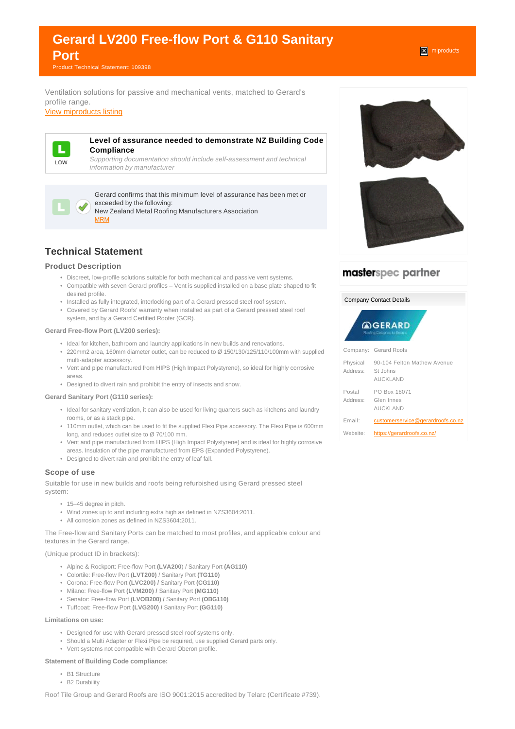# Gerard LV200 Free-flow Port & G110 Sanitary Port

Product Technical Statement: 109398

miproducts

Ventilation solutions for passive and mechanical vents, matched to Gerard's profile range.

View miproducts listing

L LOW

**Level of assurance needed to demonstrate NZ Building Code Compliance**

*Supporting documentation should include self-assessment and technical information by manufacturer*

Gerard confirms that this minimum level of assurance has been met or exceeded by the following:
New Zealand Metal Roofing Manufacturers Association
MRM

## Technical Statement

### Product Description

- Discreet, low-profile solutions suitable for both mechanical and passive vent systems.
- Compatible with seven Gerard profiles – Vent is supplied installed on a base plate shaped to fit desired profile.
- Installed as fully integrated, interlocking part of a Gerard pressed steel roof system.
- Covered by Gerard Roofs' warranty when installed as part of a Gerard pressed steel roof system, and by a Gerard Certified Roofer (GCR).

**Gerard Free-flow Port (LV200 series):**

- Ideal for kitchen, bathroom and laundry applications in new builds and renovations.
- 220mm2 area, 160mm diameter outlet, can be reduced to Ø 150/130/125/110/100mm with supplied multi-adapter accessory.
- Vent and pipe manufactured from HIPS (High Impact Polystyrene), so ideal for highly corrosive areas.
- Designed to divert rain and prohibit the entry of insects and snow.

**Gerard Sanitary Port (G110 series):**

- Ideal for sanitary ventilation, it can also be used for living quarters such as kitchens and laundry rooms, or as a stack pipe.
- 110mm outlet, which can be used to fit the supplied Flexi Pipe accessory. The Flexi Pipe is 600mm long, and reduces outlet size to Ø 70/100 mm.
- Vent and pipe manufactured from HIPS (High Impact Polystyrene) and is ideal for highly corrosive areas. Insulation of the pipe manufactured from EPS (Expanded Polystyrene).
- Designed to divert rain and prohibit the entry of leaf fall.

### Scope of use

Suitable for use in new builds and roofs being refurbished using Gerard pressed steel system:

- 15–45 degree in pitch.
- Wind zones up to and including extra high as defined in NZS3604:2011.
- All corrosion zones as defined in NZS3604:2011.

The Free-flow and Sanitary Ports can be matched to most profiles, and applicable colour and textures in the Gerard range.

(Unique product ID in brackets):

- Alpine & Rockport: Free-flow Port **(LVA200)** / Sanitary Port **(AG110)**
- Colortile: Free-flow Port **(LVT200)** / Sanitary Port **(TG110)**
- Corona: Free-flow Port **(LVC200) /** Sanitary Port **(CG110)**
- Milano: Free-flow Port **(LVM200) /** Sanitary Port **(MG110)**
- Senator: Free-flow Port **(LVOB200) /** Sanitary Port **(OBG110)**
- Tuffcoat: Free-flow Port **(LVG200) /** Sanitary Port **(GG110)**

**Limitations on use:**

- Designed for use with Gerard pressed steel roof systems only.
- Should a Multi Adapter or Flexi Pipe be required, use supplied Gerard parts only.
- Vent systems not compatible with Gerard Oberon profile.

**Statement of Building Code compliance:**

- B1 Structure
- B2 Durability

Roof Tile Group and Gerard Roofs are ISO 9001:2015 accredited by Telarc (Certificate #739).

masterspec partner

**Company Contact Details**

GERARD

| | |
|---|---|
| Company: | Gerard Roofs |
| Physical Address: | 90-104 Felton Mathew Avenue<br>St Johns<br>AUCKLAND |
| Postal Address: | PO Box 18071<br>Glen Innes<br>AUCKLAND |
| Email: | customerservice@gerardroofs.co.nz |
| Website: | https://gerardroofs.co.nz/ |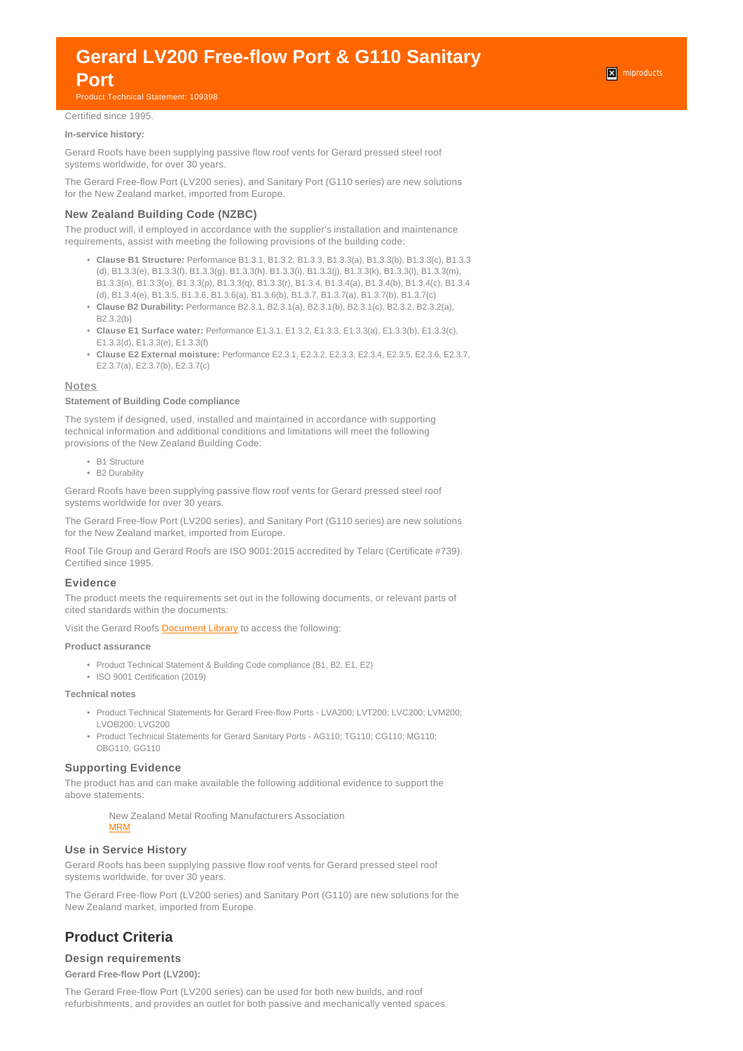Certified since 1995.

**In-service history:**

Gerard Roofs have been supplying passive flow roof vents for Gerard pressed steel roof systems worldwide, for over 30 years.

The Gerard Free-flow Port (LV200 series), and Sanitary Port (G110 series) are new solutions for the New Zealand market, imported from Europe.

### New Zealand Building Code (NZBC)

The product will, if employed in accordance with the supplier's installation and maintenance requirements, assist with meeting the following provisions of the building code:

- **Clause B1 Structure:** Performance B1.3.1, B1.3.2, B1.3.3, B1.3.3(a), B1.3.3(b), B1.3.3(c), B1.3.3(d), B1.3.3(e), B1.3.3(f), B1.3.3(g), B1.3.3(h), B1.3.3(i), B1.3.3(j), B1.3.3(k), B1.3.3(l), B1.3.3(m), B1.3.3(n), B1.3.3(o), B1.3.3(p), B1.3.3(q), B1.3.3(r), B1.3.4, B1.3.4(a), B1.3.4(b), B1.3.4(c), B1.3.4(d), B1.3.4(e), B1.3.5, B1.3.6, B1.3.6(a), B1.3.6(b), B1.3.7, B1.3.7(a), B1.3.7(b), B1.3.7(c)
- **Clause B2 Durability:** Performance B2.3.1, B2.3.1(a), B2.3.1(b), B2.3.1(c), B2.3.2, B2.3.2(a), B2.3.2(b)
- **Clause E1 Surface water:** Performance E1.3.1, E1.3.2, E1.3.3, E1.3.3(a), E1.3.3(b), E1.3.3(c), E1.3.3(d), E1.3.3(e), E1.3.3(f)
- **Clause E2 External moisture:** Performance E2.3.1, E2.3.2, E2.3.3, E2.3.4, E2.3.5, E2.3.6, E2.3.7, E2.3.7(a), E2.3.7(b), E2.3.7(c)

### Notes

**Statement of Building Code compliance**

The system if designed, used, installed and maintained in accordance with supporting technical information and additional conditions and limitations will meet the following provisions of the New Zealand Building Code:

- B1 Structure
- B2 Durability

Gerard Roofs have been supplying passive flow roof vents for Gerard pressed steel roof systems worldwide for over 30 years.

The Gerard Free-flow Port (LV200 series), and Sanitary Port (G110 series) are new solutions for the New Zealand market, imported from Europe.

Roof Tile Group and Gerard Roofs are ISO 9001:2015 accredited by Telarc (Certificate #739). Certified since 1995.

### Evidence

The product meets the requirements set out in the following documents, or relevant parts of cited standards within the documents:

Visit the Gerard Roofs Document Library to access the following:

**Product assurance**

- Product Technical Statement & Building Code compliance (B1, B2, E1, E2)
- ISO 9001 Certification (2019)

**Technical notes**

- Product Technical Statements for Gerard Free-flow Ports - LVA200; LVT200; LVC200; LVM200; LVOB200; LVG200
- Product Technical Statements for Gerard Sanitary Ports - AG110; TG110; CG110; MG110; OBG110; GG110

### Supporting Evidence

The product has and can make available the following additional evidence to support the above statements:

New Zealand Metal Roofing Manufacturers Association
MRM

### Use in Service History

Gerard Roofs has been supplying passive flow roof vents for Gerard pressed steel roof systems worldwide, for over 30 years.

The Gerard Free-flow Port (LV200 series) and Sanitary Port (G110) are new solutions for the New Zealand market, imported from Europe.

## Product Criteria

### Design requirements

**Gerard Free-flow Port (LV200):**

The Gerard Free-flow Port (LV200 series) can be used for both new builds, and roof refurbishments, and provides an outlet for both passive and mechanically vented spaces.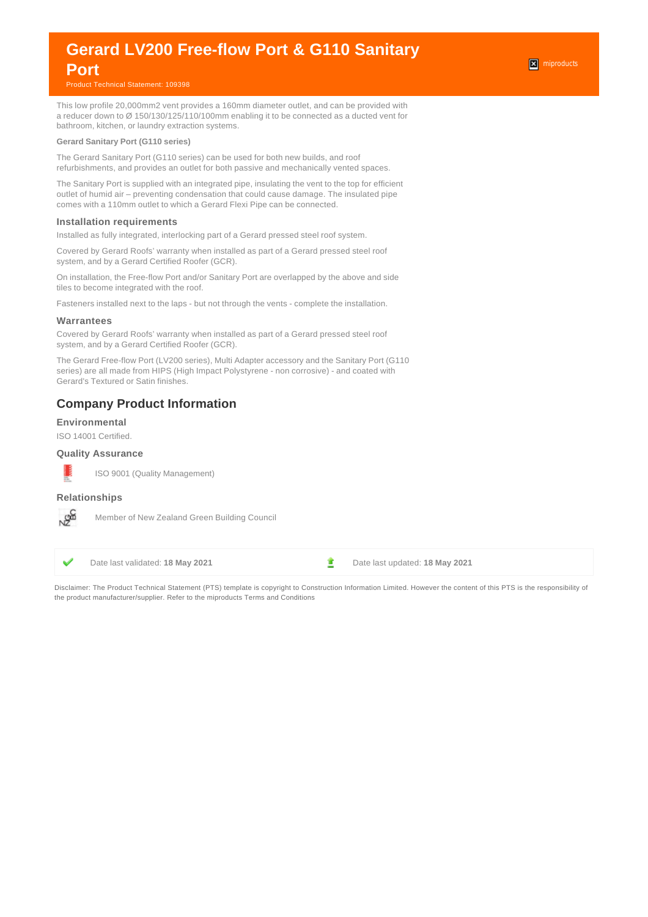# Gerard LV200 Free-flow Port & G110 Sanitary Port

Product Technical Statement: 109398

This low profile 20,000mm2 vent provides a 160mm diameter outlet, and can be provided with a reducer down to Ø 150/130/125/110/100mm enabling it to be connected as a ducted vent for bathroom, kitchen, or laundry extraction systems.

**Gerard Sanitary Port (G110 series)**

The Gerard Sanitary Port (G110 series) can be used for both new builds, and roof refurbishments, and provides an outlet for both passive and mechanically vented spaces.

The Sanitary Port is supplied with an integrated pipe, insulating the vent to the top for efficient outlet of humid air – preventing condensation that could cause damage. The insulated pipe comes with a 110mm outlet to which a Gerard Flexi Pipe can be connected.

### Installation requirements

Installed as fully integrated, interlocking part of a Gerard pressed steel roof system.

Covered by Gerard Roofs' warranty when installed as part of a Gerard pressed steel roof system, and by a Gerard Certified Roofer (GCR).

On installation, the Free-flow Port and/or Sanitary Port are overlapped by the above and side tiles to become integrated with the roof.

Fasteners installed next to the laps - but not through the vents - complete the installation.

### Warrantees

Covered by Gerard Roofs' warranty when installed as part of a Gerard pressed steel roof system, and by a Gerard Certified Roofer (GCR).

The Gerard Free-flow Port (LV200 series), Multi Adapter accessory and the Sanitary Port (G110 series) are all made from HIPS (High Impact Polystyrene - non corrosive) - and coated with Gerard's Textured or Satin finishes.

## Company Product Information

### Environmental

ISO 14001 Certified.

### Quality Assurance

ISO 9001 (Quality Management)

### Relationships

Member of New Zealand Green Building Council

Date last validated: **18 May 2021**

Date last updated: **18 May 2021**

Disclaimer: The Product Technical Statement (PTS) template is copyright to Construction Information Limited. However the content of this PTS is the responsibility of the product manufacturer/supplier. Refer to the miproducts Terms and Conditions